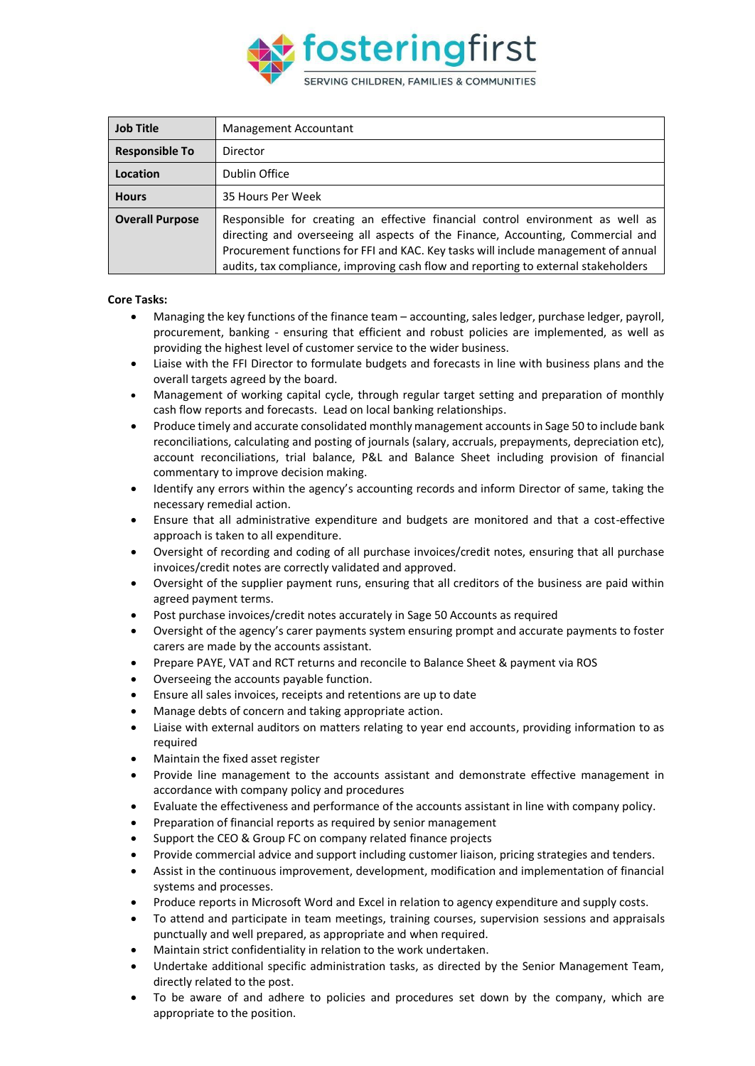fosteringfirst

SERVING CHILDREN, FAMILIES & COMMUNITIES

| **Job Title** | Management Accountant |
|---|---|
| **Responsible To** | Director |
| **Location** | Dublin Office |
| **Hours** | 35 Hours Per Week |
| **Overall Purpose** | Responsible for creating an effective financial control environment as well as directing and overseeing all aspects of the Finance, Accounting, Commercial and Procurement functions for FFI and KAC. Key tasks will include management of annual audits, tax compliance, improving cash flow and reporting to external stakeholders |

**Core Tasks:**

- Managing the key functions of the finance team – accounting, sales ledger, purchase ledger, payroll, procurement, banking - ensuring that efficient and robust policies are implemented, as well as providing the highest level of customer service to the wider business.
- Liaise with the FFI Director to formulate budgets and forecasts in line with business plans and the overall targets agreed by the board.
- Management of working capital cycle, through regular target setting and preparation of monthly cash flow reports and forecasts. Lead on local banking relationships.
- Produce timely and accurate consolidated monthly management accounts in Sage 50 to include bank reconciliations, calculating and posting of journals (salary, accruals, prepayments, depreciation etc), account reconciliations, trial balance, P&L and Balance Sheet including provision of financial commentary to improve decision making.
- Identify any errors within the agency's accounting records and inform Director of same, taking the necessary remedial action.
- Ensure that all administrative expenditure and budgets are monitored and that a cost-effective approach is taken to all expenditure.
- Oversight of recording and coding of all purchase invoices/credit notes, ensuring that all purchase invoices/credit notes are correctly validated and approved.
- Oversight of the supplier payment runs, ensuring that all creditors of the business are paid within agreed payment terms.
- Post purchase invoices/credit notes accurately in Sage 50 Accounts as required
- Oversight of the agency's carer payments system ensuring prompt and accurate payments to foster carers are made by the accounts assistant.
- Prepare PAYE, VAT and RCT returns and reconcile to Balance Sheet & payment via ROS
- Overseeing the accounts payable function.
- Ensure all sales invoices, receipts and retentions are up to date
- Manage debts of concern and taking appropriate action.
- Liaise with external auditors on matters relating to year end accounts, providing information to as required
- Maintain the fixed asset register
- Provide line management to the accounts assistant and demonstrate effective management in accordance with company policy and procedures
- Evaluate the effectiveness and performance of the accounts assistant in line with company policy.
- Preparation of financial reports as required by senior management
- Support the CEO & Group FC on company related finance projects
- Provide commercial advice and support including customer liaison, pricing strategies and tenders.
- Assist in the continuous improvement, development, modification and implementation of financial systems and processes.
- Produce reports in Microsoft Word and Excel in relation to agency expenditure and supply costs.
- To attend and participate in team meetings, training courses, supervision sessions and appraisals punctually and well prepared, as appropriate and when required.
- Maintain strict confidentiality in relation to the work undertaken.
- Undertake additional specific administration tasks, as directed by the Senior Management Team, directly related to the post.
- To be aware of and adhere to policies and procedures set down by the company, which are appropriate to the position.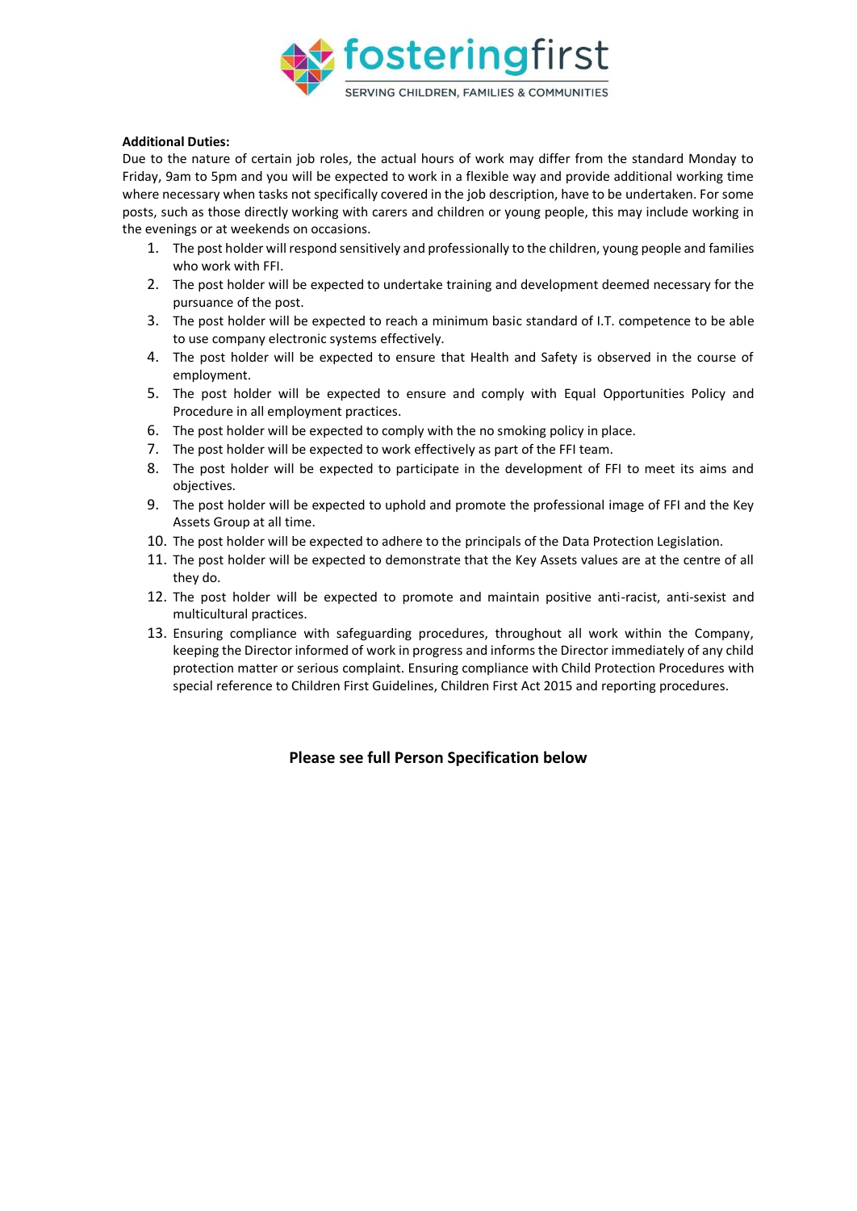**Additional Duties:**

Due to the nature of certain job roles, the actual hours of work may differ from the standard Monday to Friday, 9am to 5pm and you will be expected to work in a flexible way and provide additional working time where necessary when tasks not specifically covered in the job description, have to be undertaken. For some posts, such as those directly working with carers and children or young people, this may include working in the evenings or at weekends on occasions.

1. The post holder will respond sensitively and professionally to the children, young people and families who work with FFI.
2. The post holder will be expected to undertake training and development deemed necessary for the pursuance of the post.
3. The post holder will be expected to reach a minimum basic standard of I.T. competence to be able to use company electronic systems effectively.
4. The post holder will be expected to ensure that Health and Safety is observed in the course of employment.
5. The post holder will be expected to ensure and comply with Equal Opportunities Policy and Procedure in all employment practices.
6. The post holder will be expected to comply with the no smoking policy in place.
7. The post holder will be expected to work effectively as part of the FFI team.
8. The post holder will be expected to participate in the development of FFI to meet its aims and objectives.
9. The post holder will be expected to uphold and promote the professional image of FFI and the Key Assets Group at all time.
10. The post holder will be expected to adhere to the principals of the Data Protection Legislation.
11. The post holder will be expected to demonstrate that the Key Assets values are at the centre of all they do.
12. The post holder will be expected to promote and maintain positive anti-racist, anti-sexist and multicultural practices.
13. Ensuring compliance with safeguarding procedures, throughout all work within the Company, keeping the Director informed of work in progress and informs the Director immediately of any child protection matter or serious complaint. Ensuring compliance with Child Protection Procedures with special reference to Children First Guidelines, Children First Act 2015 and reporting procedures.

**Please see full Person Specification below**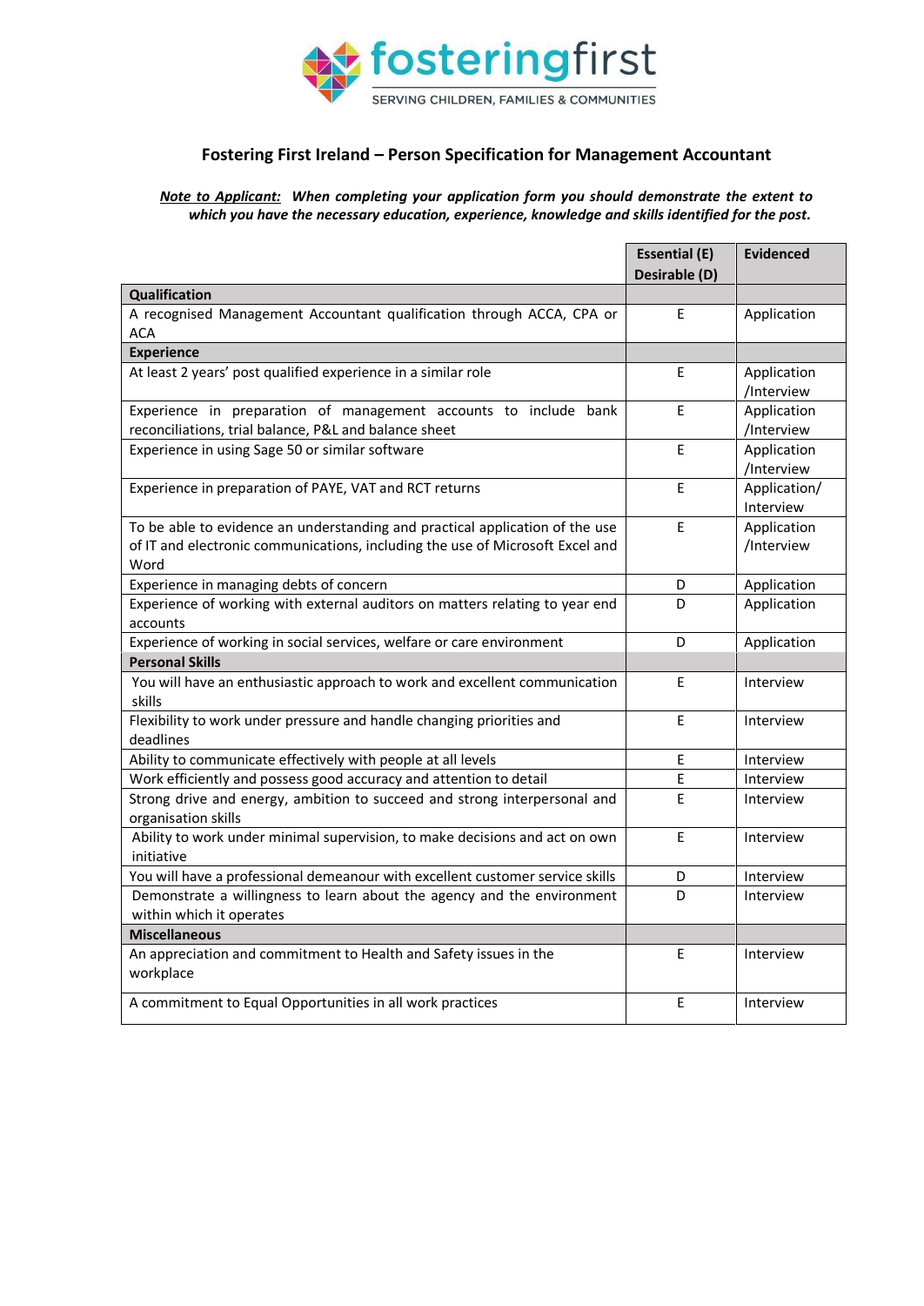# Fostering First Ireland – Person Specification for Management Accountant

***Note to Applicant:*** ***When completing your application form you should demonstrate the extent to which you have the necessary education, experience, knowledge and skills identified for the post.***

| | Essential (E) Desirable (D) | Evidenced |
|---|---|---|
| **Qualification** | | |
| A recognised Management Accountant qualification through ACCA, CPA or ACA | E | Application |
| **Experience** | | |
| At least 2 years' post qualified experience in a similar role | E | Application /Interview |
| Experience in preparation of management accounts to include bank reconciliations, trial balance, P&L and balance sheet | E | Application /Interview |
| Experience in using Sage 50 or similar software | E | Application /Interview |
| Experience in preparation of PAYE, VAT and RCT returns | E | Application/ Interview |
| To be able to evidence an understanding and practical application of the use of IT and electronic communications, including the use of Microsoft Excel and Word | E | Application /Interview |
| Experience in managing debts of concern | D | Application |
| Experience of working with external auditors on matters relating to year end accounts | D | Application |
| Experience of working in social services, welfare or care environment | D | Application |
| **Personal Skills** | | |
| You will have an enthusiastic approach to work and excellent communication skills | E | Interview |
| Flexibility to work under pressure and handle changing priorities and deadlines | E | Interview |
| Ability to communicate effectively with people at all levels | E | Interview |
| Work efficiently and possess good accuracy and attention to detail | E | Interview |
| Strong drive and energy, ambition to succeed and strong interpersonal and organisation skills | E | Interview |
| Ability to work under minimal supervision, to make decisions and act on own initiative | E | Interview |
| You will have a professional demeanour with excellent customer service skills | D | Interview |
| Demonstrate a willingness to learn about the agency and the environment within which it operates | D | Interview |
| **Miscellaneous** | | |
| An appreciation and commitment to Health and Safety issues in the workplace | E | Interview |
| A commitment to Equal Opportunities in all work practices | E | Interview |